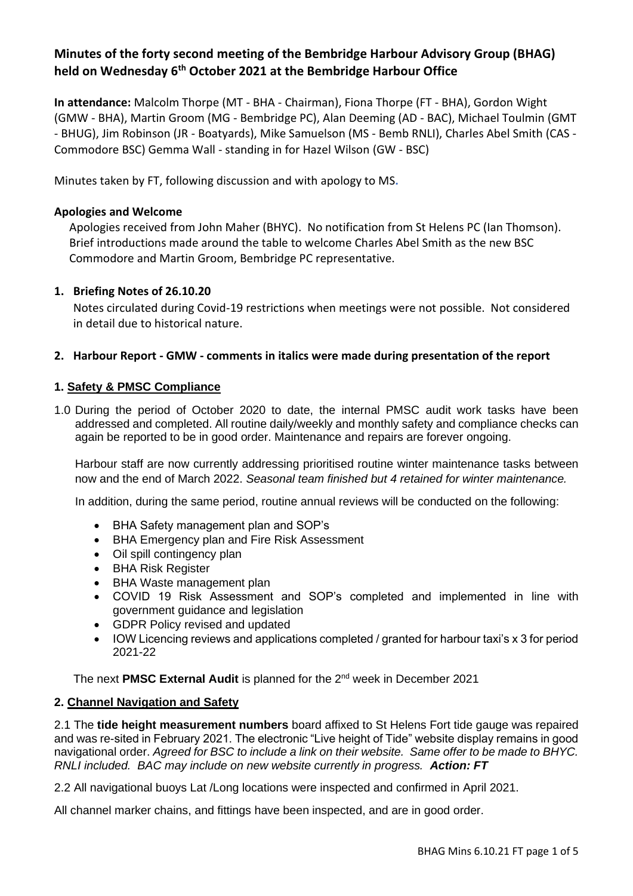# Minutes of the forty second meeting of the Bembridge Harbour Advisory Group (BHAG) held on Wednesday 6th October 2021 at the Bembridge Harbour Office

**In attendance:** Malcolm Thorpe (MT - BHA - Chairman), Fiona Thorpe (FT - BHA), Gordon Wight (GMW - BHA), Martin Groom (MG - Bembridge PC), Alan Deeming (AD - BAC), Michael Toulmin (GMT - BHUG), Jim Robinson (JR - Boatyards), Mike Samuelson (MS - Bemb RNLI), Charles Abel Smith (CAS - Commodore BSC) Gemma Wall - standing in for Hazel Wilson (GW - BSC)

Minutes taken by FT, following discussion and with apology to MS.

### Apologies and Welcome

Apologies received from John Maher (BHYC). No notification from St Helens PC (Ian Thomson). Brief introductions made around the table to welcome Charles Abel Smith as the new BSC Commodore and Martin Groom, Bembridge PC representative.

### 1. Briefing Notes of 26.10.20

Notes circulated during Covid-19 restrictions when meetings were not possible. Not considered in detail due to historical nature.

### 2. Harbour Report - GMW - comments in italics were made during presentation of the report

## 1. Safety & PMSC Compliance

1.0 During the period of October 2020 to date, the internal PMSC audit work tasks have been addressed and completed. All routine daily/weekly and monthly safety and compliance checks can again be reported to be in good order. Maintenance and repairs are forever ongoing.

Harbour staff are now currently addressing prioritised routine winter maintenance tasks between now and the end of March 2022. *Seasonal team finished but 4 retained for winter maintenance.*

In addition, during the same period, routine annual reviews will be conducted on the following:

- BHA Safety management plan and SOP's
- BHA Emergency plan and Fire Risk Assessment
- Oil spill contingency plan
- BHA Risk Register
- BHA Waste management plan
- COVID 19 Risk Assessment and SOP's completed and implemented in line with government guidance and legislation
- GDPR Policy revised and updated
- IOW Licencing reviews and applications completed / granted for harbour taxi's x 3 for period 2021-22

The next **PMSC External Audit** is planned for the 2nd week in December 2021

## 2. Channel Navigation and Safety

2.1 The **tide height measurement numbers** board affixed to St Helens Fort tide gauge was repaired and was re-sited in February 2021. The electronic "Live height of Tide" website display remains in good navigational order. *Agreed for BSC to include a link on their website. Same offer to be made to BHYC. RNLI included. BAC may include on new website currently in progress.* ***Action: FT***

2.2 All navigational buoys Lat /Long locations were inspected and confirmed in April 2021.

All channel marker chains, and fittings have been inspected, and are in good order.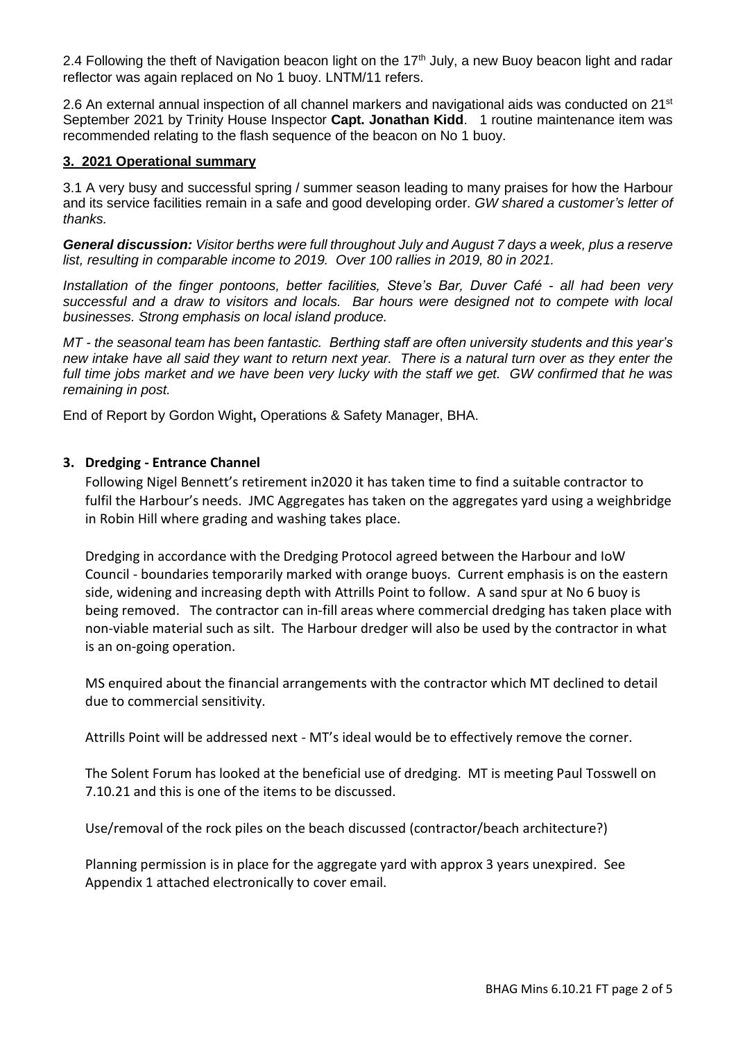2.4 Following the theft of Navigation beacon light on the 17th July, a new Buoy beacon light and radar reflector was again replaced on No 1 buoy. LNTM/11 refers.

2.6 An external annual inspection of all channel markers and navigational aids was conducted on 21st September 2021 by Trinity House Inspector **Capt. Jonathan Kidd**. 1 routine maintenance item was recommended relating to the flash sequence of the beacon on No 1 buoy.

## 3. 2021 Operational summary

3.1 A very busy and successful spring / summer season leading to many praises for how the Harbour and its service facilities remain in a safe and good developing order. *GW shared a customer's letter of thanks.*

***General discussion:*** *Visitor berths were full throughout July and August 7 days a week, plus a reserve list, resulting in comparable income to 2019. Over 100 rallies in 2019, 80 in 2021.*

*Installation of the finger pontoons, better facilities, Steve's Bar, Duver Café - all had been very successful and a draw to visitors and locals. Bar hours were designed not to compete with local businesses. Strong emphasis on local island produce.*

*MT - the seasonal team has been fantastic. Berthing staff are often university students and this year's new intake have all said they want to return next year. There is a natural turn over as they enter the full time jobs market and we have been very lucky with the staff we get. GW confirmed that he was remaining in post.*

End of Report by Gordon Wight**,** Operations & Safety Manager, BHA.

## 3. Dredging - Entrance Channel

Following Nigel Bennett's retirement in2020 it has taken time to find a suitable contractor to fulfil the Harbour's needs. JMC Aggregates has taken on the aggregates yard using a weighbridge in Robin Hill where grading and washing takes place.

Dredging in accordance with the Dredging Protocol agreed between the Harbour and IoW Council - boundaries temporarily marked with orange buoys. Current emphasis is on the eastern side, widening and increasing depth with Attrills Point to follow. A sand spur at No 6 buoy is being removed. The contractor can in-fill areas where commercial dredging has taken place with non-viable material such as silt. The Harbour dredger will also be used by the contractor in what is an on-going operation.

MS enquired about the financial arrangements with the contractor which MT declined to detail due to commercial sensitivity.

Attrills Point will be addressed next - MT's ideal would be to effectively remove the corner.

The Solent Forum has looked at the beneficial use of dredging. MT is meeting Paul Tosswell on 7.10.21 and this is one of the items to be discussed.

Use/removal of the rock piles on the beach discussed (contractor/beach architecture?)

Planning permission is in place for the aggregate yard with approx 3 years unexpired. See Appendix 1 attached electronically to cover email.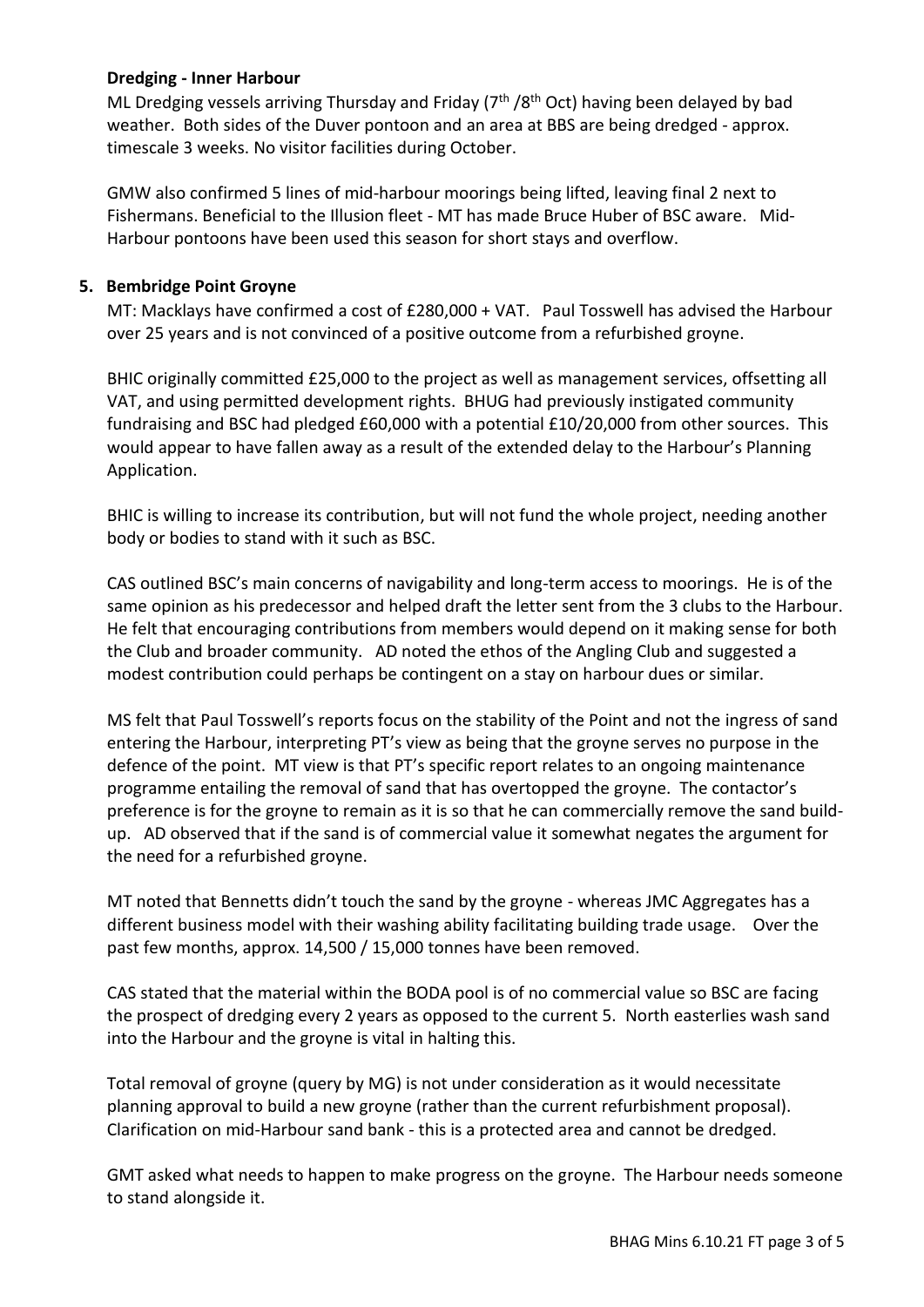**Dredging - Inner Harbour**

ML Dredging vessels arriving Thursday and Friday (7th /8th Oct) having been delayed by bad weather. Both sides of the Duver pontoon and an area at BBS are being dredged - approx. timescale 3 weeks. No visitor facilities during October.

GMW also confirmed 5 lines of mid-harbour moorings being lifted, leaving final 2 next to Fishermans. Beneficial to the Illusion fleet - MT has made Bruce Huber of BSC aware. Mid-Harbour pontoons have been used this season for short stays and overflow.

**5. Bembridge Point Groyne**

MT: Macklays have confirmed a cost of £280,000 + VAT. Paul Tosswell has advised the Harbour over 25 years and is not convinced of a positive outcome from a refurbished groyne.

BHIC originally committed £25,000 to the project as well as management services, offsetting all VAT, and using permitted development rights. BHUG had previously instigated community fundraising and BSC had pledged £60,000 with a potential £10/20,000 from other sources. This would appear to have fallen away as a result of the extended delay to the Harbour's Planning Application.

BHIC is willing to increase its contribution, but will not fund the whole project, needing another body or bodies to stand with it such as BSC.

CAS outlined BSC's main concerns of navigability and long-term access to moorings. He is of the same opinion as his predecessor and helped draft the letter sent from the 3 clubs to the Harbour. He felt that encouraging contributions from members would depend on it making sense for both the Club and broader community. AD noted the ethos of the Angling Club and suggested a modest contribution could perhaps be contingent on a stay on harbour dues or similar.

MS felt that Paul Tosswell's reports focus on the stability of the Point and not the ingress of sand entering the Harbour, interpreting PT's view as being that the groyne serves no purpose in the defence of the point. MT view is that PT's specific report relates to an ongoing maintenance programme entailing the removal of sand that has overtopped the groyne. The contactor's preference is for the groyne to remain as it is so that he can commercially remove the sand build-up. AD observed that if the sand is of commercial value it somewhat negates the argument for the need for a refurbished groyne.

MT noted that Bennetts didn't touch the sand by the groyne - whereas JMC Aggregates has a different business model with their washing ability facilitating building trade usage. Over the past few months, approx. 14,500 / 15,000 tonnes have been removed.

CAS stated that the material within the BODA pool is of no commercial value so BSC are facing the prospect of dredging every 2 years as opposed to the current 5. North easterlies wash sand into the Harbour and the groyne is vital in halting this.

Total removal of groyne (query by MG) is not under consideration as it would necessitate planning approval to build a new groyne (rather than the current refurbishment proposal). Clarification on mid-Harbour sand bank - this is a protected area and cannot be dredged.

GMT asked what needs to happen to make progress on the groyne. The Harbour needs someone to stand alongside it.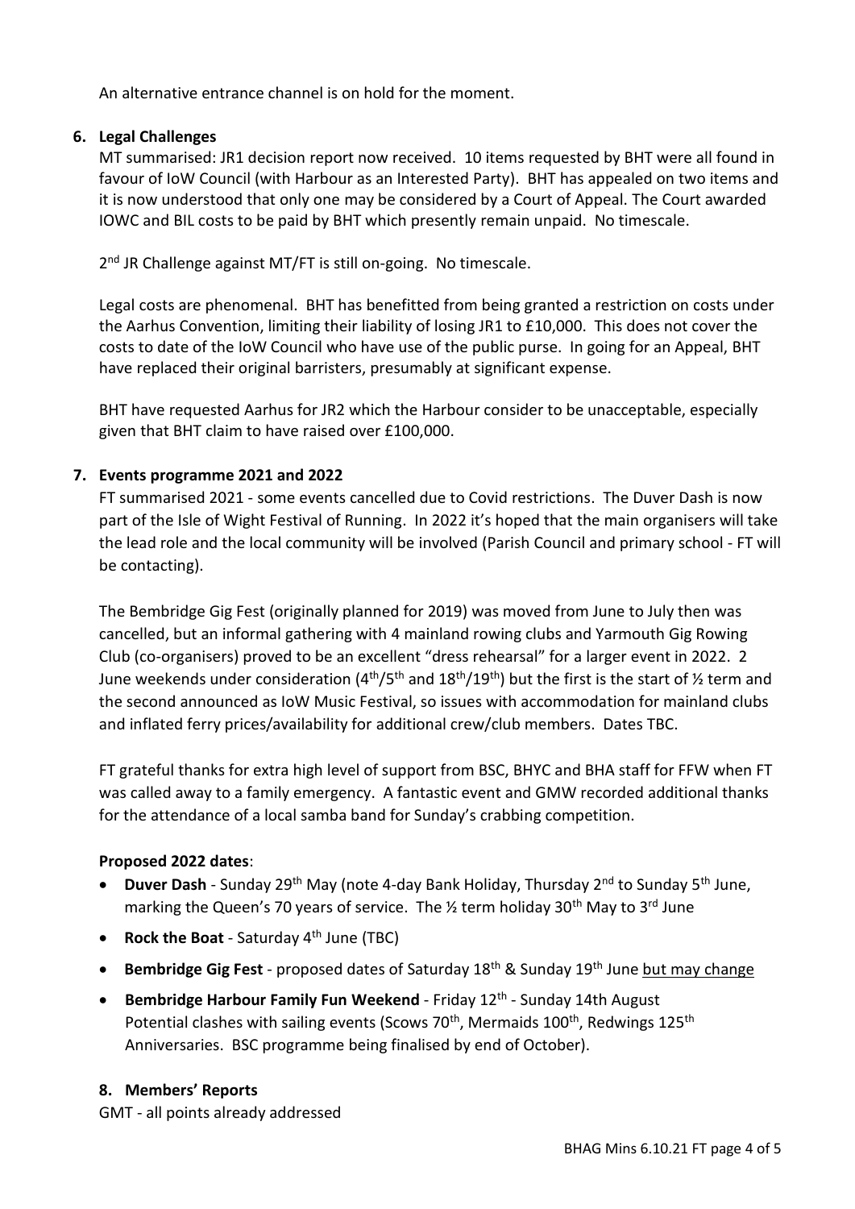An alternative entrance channel is on hold for the moment.

## 6. Legal Challenges

MT summarised: JR1 decision report now received. 10 items requested by BHT were all found in favour of IoW Council (with Harbour as an Interested Party). BHT has appealed on two items and it is now understood that only one may be considered by a Court of Appeal. The Court awarded IOWC and BIL costs to be paid by BHT which presently remain unpaid. No timescale.

2nd JR Challenge against MT/FT is still on-going. No timescale.

Legal costs are phenomenal. BHT has benefitted from being granted a restriction on costs under the Aarhus Convention, limiting their liability of losing JR1 to £10,000. This does not cover the costs to date of the IoW Council who have use of the public purse. In going for an Appeal, BHT have replaced their original barristers, presumably at significant expense.

BHT have requested Aarhus for JR2 which the Harbour consider to be unacceptable, especially given that BHT claim to have raised over £100,000.

## 7. Events programme 2021 and 2022

FT summarised 2021 - some events cancelled due to Covid restrictions. The Duver Dash is now part of the Isle of Wight Festival of Running. In 2022 it's hoped that the main organisers will take the lead role and the local community will be involved (Parish Council and primary school - FT will be contacting).

The Bembridge Gig Fest (originally planned for 2019) was moved from June to July then was cancelled, but an informal gathering with 4 mainland rowing clubs and Yarmouth Gig Rowing Club (co-organisers) proved to be an excellent "dress rehearsal" for a larger event in 2022. 2 June weekends under consideration (4th/5th and 18th/19th) but the first is the start of ½ term and the second announced as IoW Music Festival, so issues with accommodation for mainland clubs and inflated ferry prices/availability for additional crew/club members. Dates TBC.

FT grateful thanks for extra high level of support from BSC, BHYC and BHA staff for FFW when FT was called away to a family emergency. A fantastic event and GMW recorded additional thanks for the attendance of a local samba band for Sunday's crabbing competition.

**Proposed 2022 dates**:

- **Duver Dash** - Sunday 29th May (note 4-day Bank Holiday, Thursday 2nd to Sunday 5th June, marking the Queen's 70 years of service. The ½ term holiday 30th May to 3rd June
- **Rock the Boat** - Saturday 4th June (TBC)
- **Bembridge Gig Fest** - proposed dates of Saturday 18th & Sunday 19th June <u>but may change</u>
- **Bembridge Harbour Family Fun Weekend** - Friday 12th - Sunday 14th August
  Potential clashes with sailing events (Scows 70th, Mermaids 100th, Redwings 125th Anniversaries. BSC programme being finalised by end of October).

## 8. Members' Reports

GMT - all points already addressed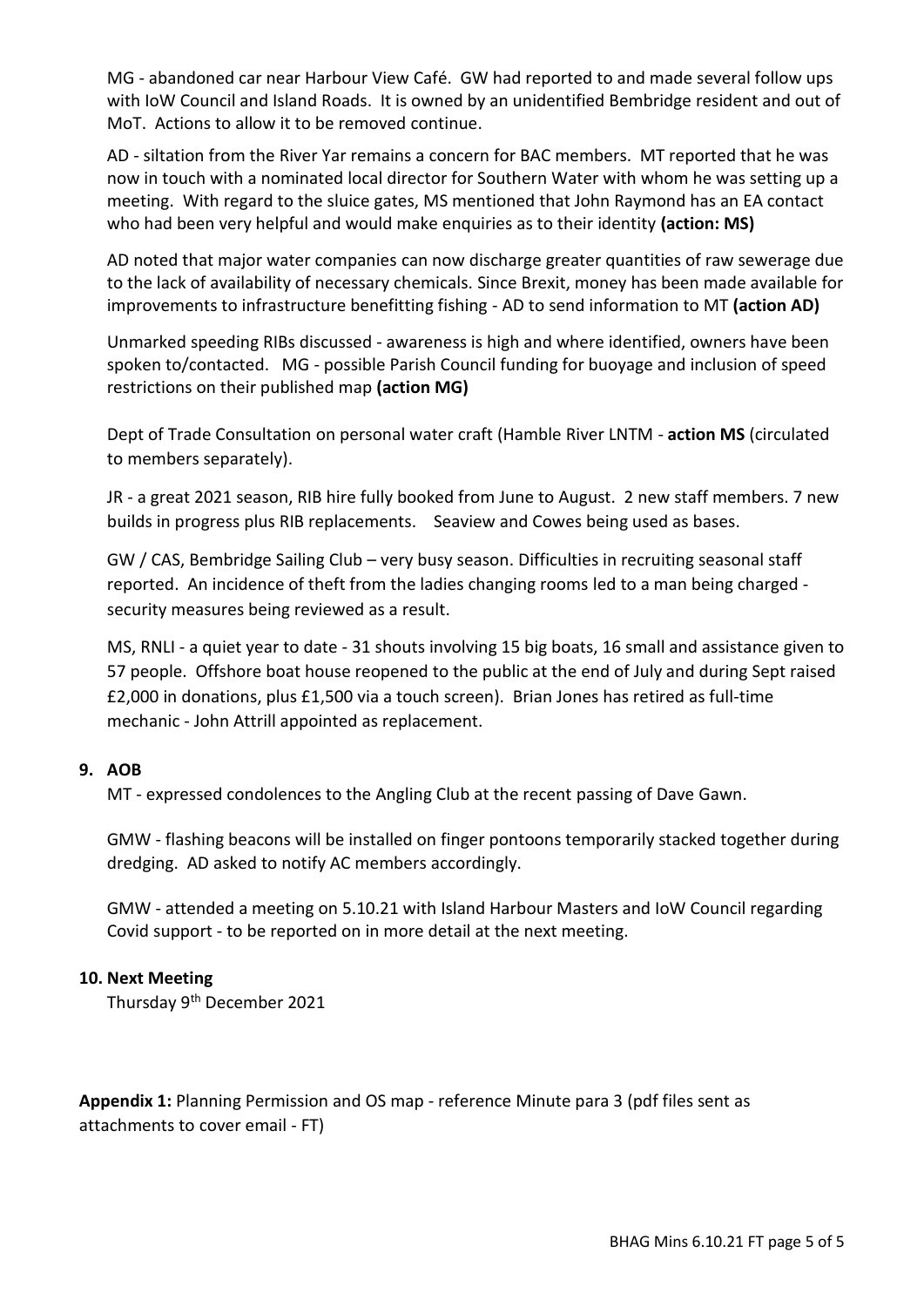MG - abandoned car near Harbour View Café. GW had reported to and made several follow ups with IoW Council and Island Roads. It is owned by an unidentified Bembridge resident and out of MoT. Actions to allow it to be removed continue.

AD - siltation from the River Yar remains a concern for BAC members. MT reported that he was now in touch with a nominated local director for Southern Water with whom he was setting up a meeting. With regard to the sluice gates, MS mentioned that John Raymond has an EA contact who had been very helpful and would make enquiries as to their identity **(action: MS)**

AD noted that major water companies can now discharge greater quantities of raw sewerage due to the lack of availability of necessary chemicals. Since Brexit, money has been made available for improvements to infrastructure benefitting fishing - AD to send information to MT **(action AD)**

Unmarked speeding RIBs discussed - awareness is high and where identified, owners have been spoken to/contacted. MG - possible Parish Council funding for buoyage and inclusion of speed restrictions on their published map **(action MG)**

Dept of Trade Consultation on personal water craft (Hamble River LNTM - **action MS** (circulated to members separately).

JR - a great 2021 season, RIB hire fully booked from June to August. 2 new staff members. 7 new builds in progress plus RIB replacements. Seaview and Cowes being used as bases.

GW / CAS, Bembridge Sailing Club – very busy season. Difficulties in recruiting seasonal staff reported. An incidence of theft from the ladies changing rooms led to a man being charged - security measures being reviewed as a result.

MS, RNLI - a quiet year to date - 31 shouts involving 15 big boats, 16 small and assistance given to 57 people. Offshore boat house reopened to the public at the end of July and during Sept raised £2,000 in donations, plus £1,500 via a touch screen). Brian Jones has retired as full-time mechanic - John Attrill appointed as replacement.

## 9. AOB

MT - expressed condolences to the Angling Club at the recent passing of Dave Gawn.

GMW - flashing beacons will be installed on finger pontoons temporarily stacked together during dredging. AD asked to notify AC members accordingly.

GMW - attended a meeting on 5.10.21 with Island Harbour Masters and IoW Council regarding Covid support - to be reported on in more detail at the next meeting.

## 10. Next Meeting

Thursday 9th December 2021

**Appendix 1:** Planning Permission and OS map - reference Minute para 3 (pdf files sent as attachments to cover email - FT)